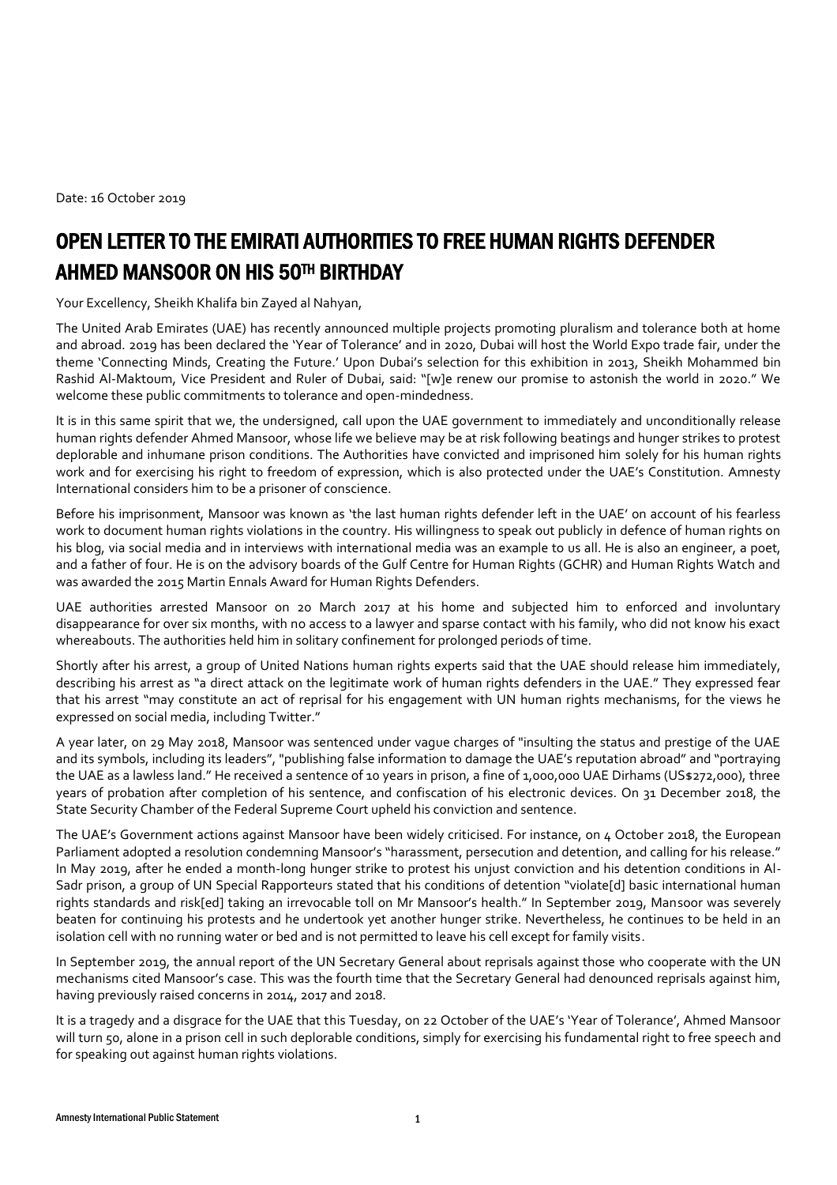Date: 16 October 2019

# OPEN LETTER TO THE EMIRATI AUTHORITIES TO FREE HUMAN RIGHTS DEFENDER AHMED MANSOOR ON HIS 50TH BIRTHDAY

Your Excellency, Sheikh Khalifa bin Zayed al Nahyan,

The United Arab Emirates (UAE) has recently announced multiple projects promoting pluralism and tolerance both at home and abroad. 2019 has been declared the 'Year of Tolerance' and in 2020, Dubai will host the World Expo trade fair, under the theme 'Connecting Minds, Creating the Future.' Upon Dubai's selection for this exhibition in 2013, Sheikh Mohammed bin Rashid Al-Maktoum, Vice President and Ruler of Dubai, said: "[w]e renew our promise to astonish the world in 2020." We welcome these public commitments to tolerance and open-mindedness.

It is in this same spirit that we, the undersigned, call upon the UAE government to immediately and unconditionally release human rights defender Ahmed Mansoor, whose life we believe may be at risk following beatings and hunger strikes to protest deplorable and inhumane prison conditions. The Authorities have convicted and imprisoned him solely for his human rights work and for exercising his right to freedom of expression, which is also protected under the UAE's Constitution. Amnesty International considers him to be a prisoner of conscience.

Before his imprisonment, Mansoor was known as 'the last human rights defender left in the UAE' on account of his fearless work to document human rights violations in the country. His willingness to speak out publicly in defence of human rights on his blog, via social media and in interviews with international media was an example to us all. He is also an engineer, a poet, and a father of four. He is on the advisory boards of the Gulf Centre for Human Rights (GCHR) and Human Rights Watch and was awarded the 2015 Martin Ennals Award for Human Rights Defenders.

UAE authorities arrested Mansoor on 20 March 2017 at his home and subjected him to enforced and involuntary disappearance for over six months, with no access to a lawyer and sparse contact with his family, who did not know his exact whereabouts. The authorities held him in solitary confinement for prolonged periods of time.

Shortly after his arrest, a group of United Nations human rights experts said that the UAE should release him immediately, describing his arrest as "a direct attack on the legitimate work of human rights defenders in the UAE." They expressed fear that his arrest "may constitute an act of reprisal for his engagement with UN human rights mechanisms, for the views he expressed on social media, including Twitter."

A year later, on 29 May 2018, Mansoor was sentenced under vague charges of "insulting the status and prestige of the UAE and its symbols, including its leaders", "publishing false information to damage the UAE's reputation abroad" and "portraying the UAE as a lawless land." He received a sentence of 10 years in prison, a fine of 1,000,000 UAE Dirhams (US$272,000), three years of probation after completion of his sentence, and confiscation of his electronic devices. On 31 December 2018, the State Security Chamber of the Federal Supreme Court upheld his conviction and sentence.

The UAE's Government actions against Mansoor have been widely criticised. For instance, on 4 October 2018, the European Parliament adopted a resolution condemning Mansoor's "harassment, persecution and detention, and calling for his release." In May 2019, after he ended a month-long hunger strike to protest his unjust conviction and his detention conditions in Al-Sadr prison, a group of UN Special Rapporteurs stated that his conditions of detention "violate[d] basic international human rights standards and risk[ed] taking an irrevocable toll on Mr Mansoor's health." In September 2019, Mansoor was severely beaten for continuing his protests and he undertook yet another hunger strike. Nevertheless, he continues to be held in an isolation cell with no running water or bed and is not permitted to leave his cell except for family visits.

In September 2019, the annual report of the UN Secretary General about reprisals against those who cooperate with the UN mechanisms cited Mansoor's case. This was the fourth time that the Secretary General had denounced reprisals against him, having previously raised concerns in 2014, 2017 and 2018.

It is a tragedy and a disgrace for the UAE that this Tuesday, on 22 October of the UAE's 'Year of Tolerance', Ahmed Mansoor will turn 50, alone in a prison cell in such deplorable conditions, simply for exercising his fundamental right to free speech and for speaking out against human rights violations.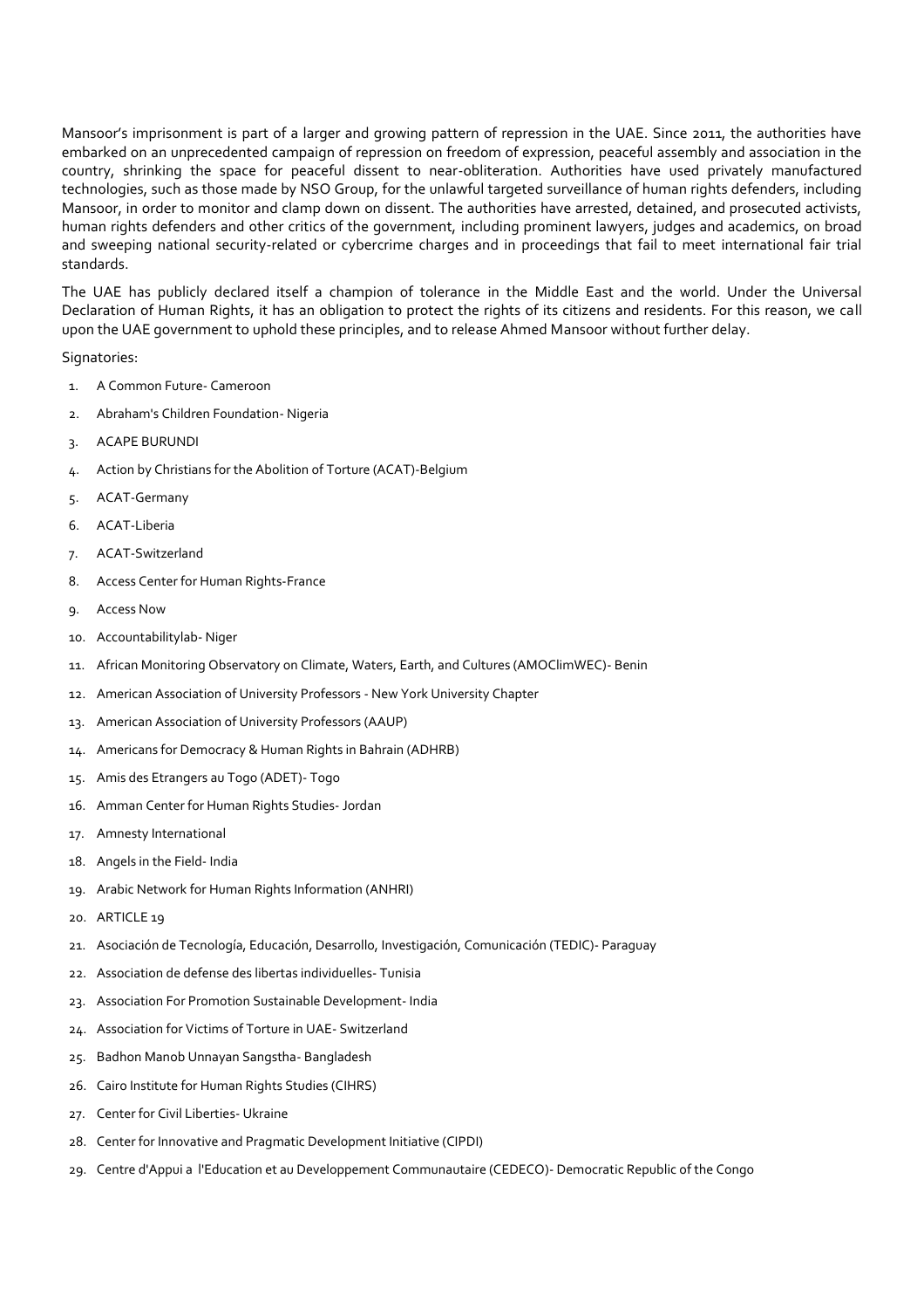Mansoor's imprisonment is part of a larger and growing pattern of repression in the UAE. Since 2011, the authorities have embarked on an unprecedented campaign of repression on freedom of expression, peaceful assembly and association in the country, shrinking the space for peaceful dissent to near-obliteration. Authorities have used privately manufactured technologies, such as those made by NSO Group, for the unlawful targeted surveillance of human rights defenders, including Mansoor, in order to monitor and clamp down on dissent. The authorities have arrested, detained, and prosecuted activists, human rights defenders and other critics of the government, including prominent lawyers, judges and academics, on broad and sweeping national security-related or cybercrime charges and in proceedings that fail to meet international fair trial standards.

The UAE has publicly declared itself a champion of tolerance in the Middle East and the world. Under the Universal Declaration of Human Rights, it has an obligation to protect the rights of its citizens and residents. For this reason, we call upon the UAE government to uphold these principles, and to release Ahmed Mansoor without further delay.

Signatories:

1. A Common Future- Cameroon
2. Abraham's Children Foundation- Nigeria
3. ACAPE BURUNDI
4. Action by Christians for the Abolition of Torture (ACAT)-Belgium
5. ACAT-Germany
6. ACAT-Liberia
7. ACAT-Switzerland
8. Access Center for Human Rights-France
9. Access Now
10. Accountabilitylab- Niger
11. African Monitoring Observatory on Climate, Waters, Earth, and Cultures (AMOClimWEC)- Benin
12. American Association of University Professors - New York University Chapter
13. American Association of University Professors (AAUP)
14. Americans for Democracy & Human Rights in Bahrain (ADHRB)
15. Amis des Etrangers au Togo (ADET)- Togo
16. Amman Center for Human Rights Studies- Jordan
17. Amnesty International
18. Angels in the Field- India
19. Arabic Network for Human Rights Information (ANHRI)
20. ARTICLE 19
21. Asociación de Tecnología, Educación, Desarrollo, Investigación, Comunicación (TEDIC)- Paraguay
22. Association de defense des libertas individuelles- Tunisia
23. Association For Promotion Sustainable Development- India
24. Association for Victims of Torture in UAE- Switzerland
25. Badhon Manob Unnayan Sangstha- Bangladesh
26. Cairo Institute for Human Rights Studies (CIHRS)
27. Center for Civil Liberties- Ukraine
28. Center for Innovative and Pragmatic Development Initiative (CIPDI)
29. Centre d'Appui a l'Education et au Developpement Communautaire (CEDECO)- Democratic Republic of the Congo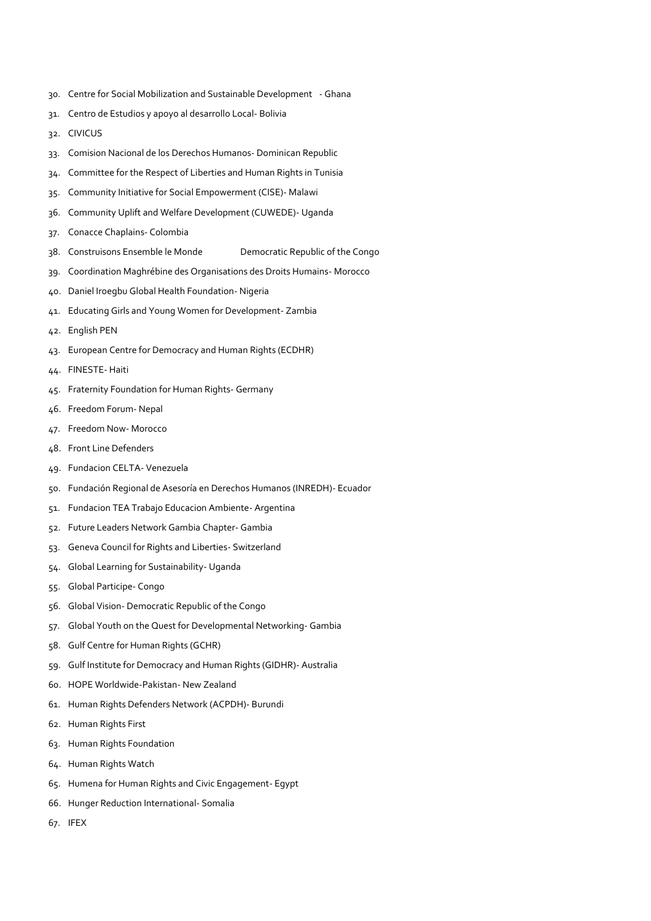30. Centre for Social Mobilization and Sustainable Development - Ghana
31. Centro de Estudios y apoyo al desarrollo Local- Bolivia
32. CIVICUS
33. Comision Nacional de los Derechos Humanos- Dominican Republic
34. Committee for the Respect of Liberties and Human Rights in Tunisia
35. Community Initiative for Social Empowerment (CISE)- Malawi
36. Community Uplift and Welfare Development (CUWEDE)- Uganda
37. Conacce Chaplains- Colombia
38. Construisons Ensemble le Monde Democratic Republic of the Congo
39. Coordination Maghrébine des Organisations des Droits Humains- Morocco
40. Daniel Iroegbu Global Health Foundation- Nigeria
41. Educating Girls and Young Women for Development- Zambia
42. English PEN
43. European Centre for Democracy and Human Rights (ECDHR)
44. FINESTE- Haiti
45. Fraternity Foundation for Human Rights- Germany
46. Freedom Forum- Nepal
47. Freedom Now- Morocco
48. Front Line Defenders
49. Fundacion CELTA- Venezuela
50. Fundación Regional de Asesoría en Derechos Humanos (INREDH)- Ecuador
51. Fundacion TEA Trabajo Educacion Ambiente- Argentina
52. Future Leaders Network Gambia Chapter- Gambia
53. Geneva Council for Rights and Liberties- Switzerland
54. Global Learning for Sustainability- Uganda
55. Global Participe- Congo
56. Global Vision- Democratic Republic of the Congo
57. Global Youth on the Quest for Developmental Networking- Gambia
58. Gulf Centre for Human Rights (GCHR)
59. Gulf Institute for Democracy and Human Rights (GIDHR)- Australia
60. HOPE Worldwide-Pakistan- New Zealand
61. Human Rights Defenders Network (ACPDH)- Burundi
62. Human Rights First
63. Human Rights Foundation
64. Human Rights Watch
65. Humena for Human Rights and Civic Engagement- Egypt
66. Hunger Reduction International- Somalia
67. IFEX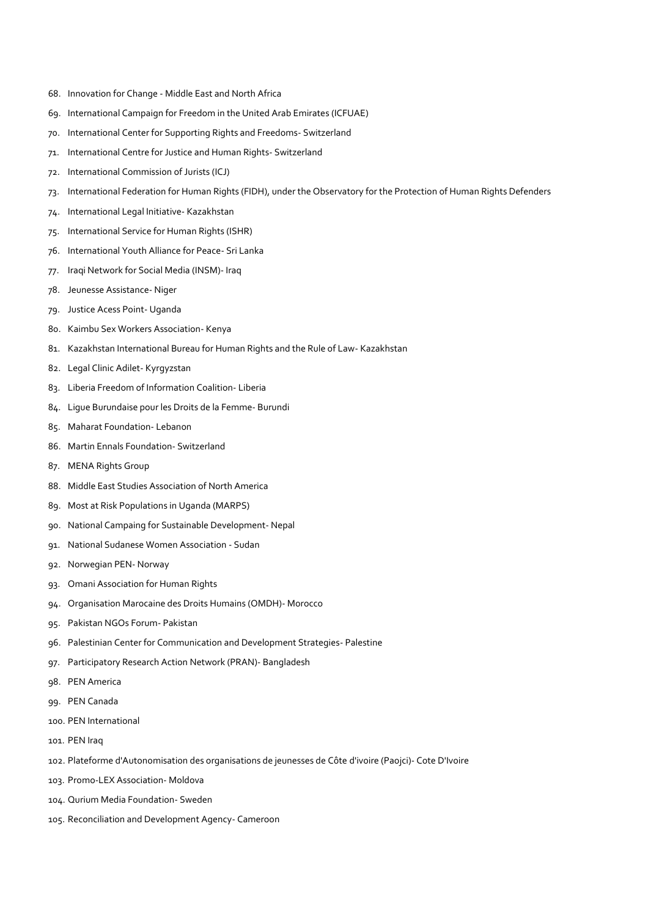68. Innovation for Change - Middle East and North Africa
69. International Campaign for Freedom in the United Arab Emirates (ICFUAE)
70. International Center for Supporting Rights and Freedoms- Switzerland
71. International Centre for Justice and Human Rights- Switzerland
72. International Commission of Jurists (ICJ)
73. International Federation for Human Rights (FIDH), under the Observatory for the Protection of Human Rights Defenders
74. International Legal Initiative- Kazakhstan
75. International Service for Human Rights (ISHR)
76. International Youth Alliance for Peace- Sri Lanka
77. Iraqi Network for Social Media (INSM)- Iraq
78. Jeunesse Assistance- Niger
79. Justice Acess Point- Uganda
80. Kaimbu Sex Workers Association- Kenya
81. Kazakhstan International Bureau for Human Rights and the Rule of Law- Kazakhstan
82. Legal Clinic Adilet- Kyrgyzstan
83. Liberia Freedom of Information Coalition- Liberia
84. Ligue Burundaise pour les Droits de la Femme- Burundi
85. Maharat Foundation- Lebanon
86. Martin Ennals Foundation- Switzerland
87. MENA Rights Group
88. Middle East Studies Association of North America
89. Most at Risk Populations in Uganda (MARPS)
90. National Campaing for Sustainable Development- Nepal
91. National Sudanese Women Association - Sudan
92. Norwegian PEN- Norway
93. Omani Association for Human Rights
94. Organisation Marocaine des Droits Humains (OMDH)- Morocco
95. Pakistan NGOs Forum- Pakistan
96. Palestinian Center for Communication and Development Strategies- Palestine
97. Participatory Research Action Network (PRAN)- Bangladesh
98. PEN America
99. PEN Canada
100. PEN International
101. PEN Iraq
102. Plateforme d'Autonomisation des organisations de jeunesses de Côte d'ivoire (Paojci)- Cote D'Ivoire
103. Promo-LEX Association- Moldova
104. Qurium Media Foundation- Sweden
105. Reconciliation and Development Agency- Cameroon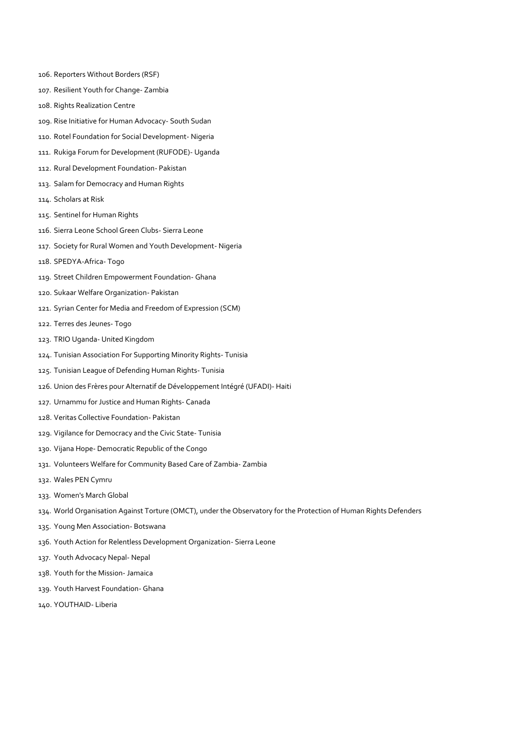106. Reporters Without Borders (RSF)
107. Resilient Youth for Change- Zambia
108. Rights Realization Centre
109. Rise Initiative for Human Advocacy- South Sudan
110. Rotel Foundation for Social Development- Nigeria
111. Rukiga Forum for Development (RUFODE)- Uganda
112. Rural Development Foundation- Pakistan
113. Salam for Democracy and Human Rights
114. Scholars at Risk
115. Sentinel for Human Rights
116. Sierra Leone School Green Clubs- Sierra Leone
117. Society for Rural Women and Youth Development- Nigeria
118. SPEDYA-Africa- Togo
119. Street Children Empowerment Foundation- Ghana
120. Sukaar Welfare Organization- Pakistan
121. Syrian Center for Media and Freedom of Expression (SCM)
122. Terres des Jeunes- Togo
123. TRIO Uganda- United Kingdom
124. Tunisian Association For Supporting Minority Rights- Tunisia
125. Tunisian League of Defending Human Rights- Tunisia
126. Union des Frères pour Alternatif de Développement Intégré (UFADI)- Haiti
127. Urnammu for Justice and Human Rights- Canada
128. Veritas Collective Foundation- Pakistan
129. Vigilance for Democracy and the Civic State- Tunisia
130. Vijana Hope- Democratic Republic of the Congo
131. Volunteers Welfare for Community Based Care of Zambia- Zambia
132. Wales PEN Cymru
133. Women's March Global
134. World Organisation Against Torture (OMCT), under the Observatory for the Protection of Human Rights Defenders
135. Young Men Association- Botswana
136. Youth Action for Relentless Development Organization- Sierra Leone
137. Youth Advocacy Nepal- Nepal
138. Youth for the Mission- Jamaica
139. Youth Harvest Foundation- Ghana
140. YOUTHAID- Liberia